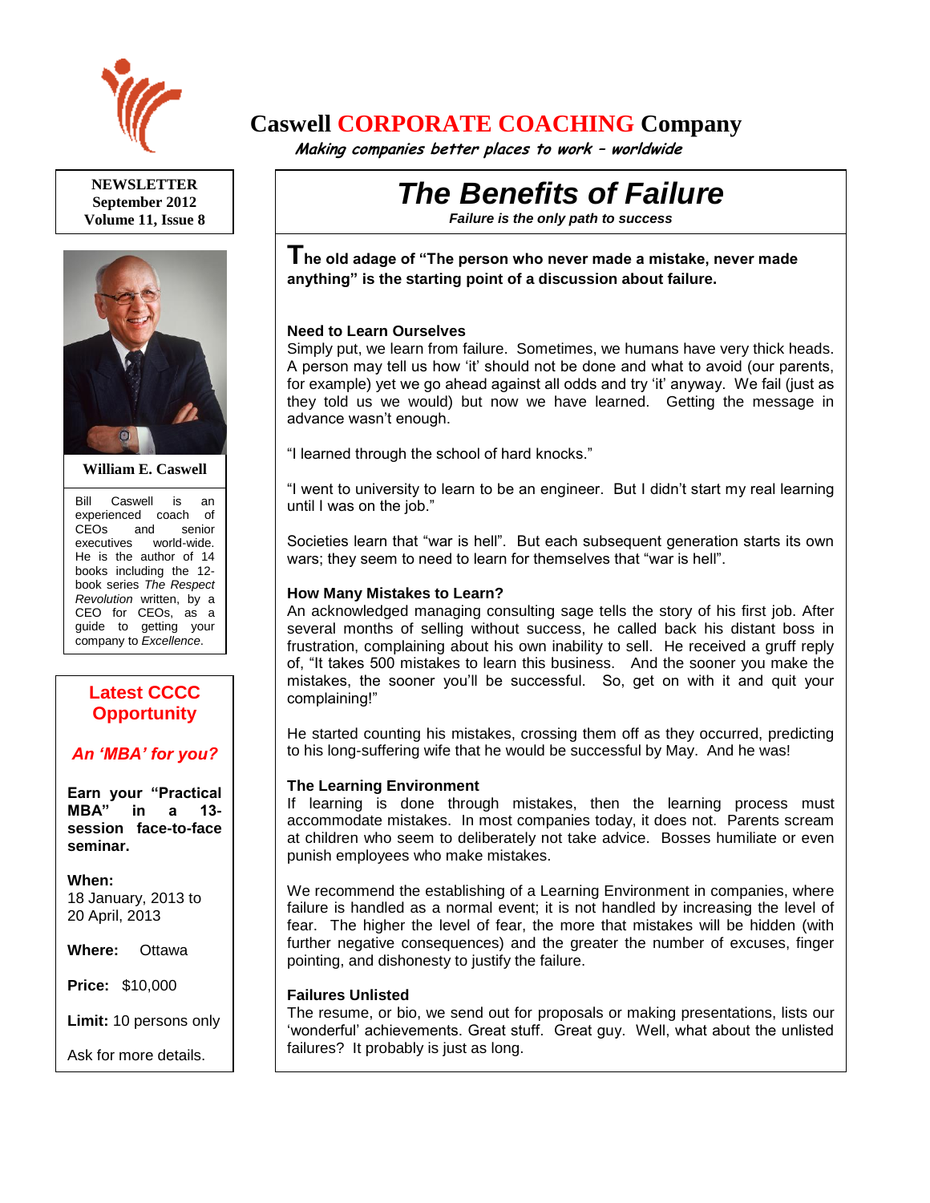# Caswell CORPORATE COACHING Company

*Making companies better places to work – worldwide*

**NEWSLETTER**
**September 2012**
**Volume 11, Issue 8**

**William E. Caswell**

Bill Caswell is an experienced coach of CEOs and senior executives world-wide. He is the author of 14 books including the 12-book series *The Respect Revolution* written, by a CEO for CEOs, as a guide to getting your company to *Excellence*.

## Latest CCCC Opportunity

***An 'MBA' for you?***

**Earn your "Practical MBA" in a 13-session face-to-face seminar.**

**When:** 18 January, 2013 to 20 April, 2013

**Where:** Ottawa

**Price:** $10,000

**Limit:** 10 persons only

Ask for more details.

# *The Benefits of Failure*

***Failure is the only path to success***

**The old adage of "The person who never made a mistake, never made anything" is the starting point of a discussion about failure.**

### Need to Learn Ourselves

Simply put, we learn from failure. Sometimes, we humans have very thick heads. A person may tell us how 'it' should not be done and what to avoid (our parents, for example) yet we go ahead against all odds and try 'it' anyway. We fail (just as they told us we would) but now we have learned. Getting the message in advance wasn't enough.

"I learned through the school of hard knocks."

"I went to university to learn to be an engineer. But I didn't start my real learning until I was on the job."

Societies learn that "war is hell". But each subsequent generation starts its own wars; they seem to need to learn for themselves that "war is hell".

### How Many Mistakes to Learn?

An acknowledged managing consulting sage tells the story of his first job. After several months of selling without success, he called back his distant boss in frustration, complaining about his own inability to sell. He received a gruff reply of, "It takes 500 mistakes to learn this business. And the sooner you make the mistakes, the sooner you'll be successful. So, get on with it and quit your complaining!"

He started counting his mistakes, crossing them off as they occurred, predicting to his long-suffering wife that he would be successful by May. And he was!

### The Learning Environment

If learning is done through mistakes, then the learning process must accommodate mistakes. In most companies today, it does not. Parents scream at children who seem to deliberately not take advice. Bosses humiliate or even punish employees who make mistakes.

We recommend the establishing of a Learning Environment in companies, where failure is handled as a normal event; it is not handled by increasing the level of fear. The higher the level of fear, the more that mistakes will be hidden (with further negative consequences) and the greater the number of excuses, finger pointing, and dishonesty to justify the failure.

### Failures Unlisted

The resume, or bio, we send out for proposals or making presentations, lists our 'wonderful' achievements. Great stuff. Great guy. Well, what about the unlisted failures? It probably is just as long.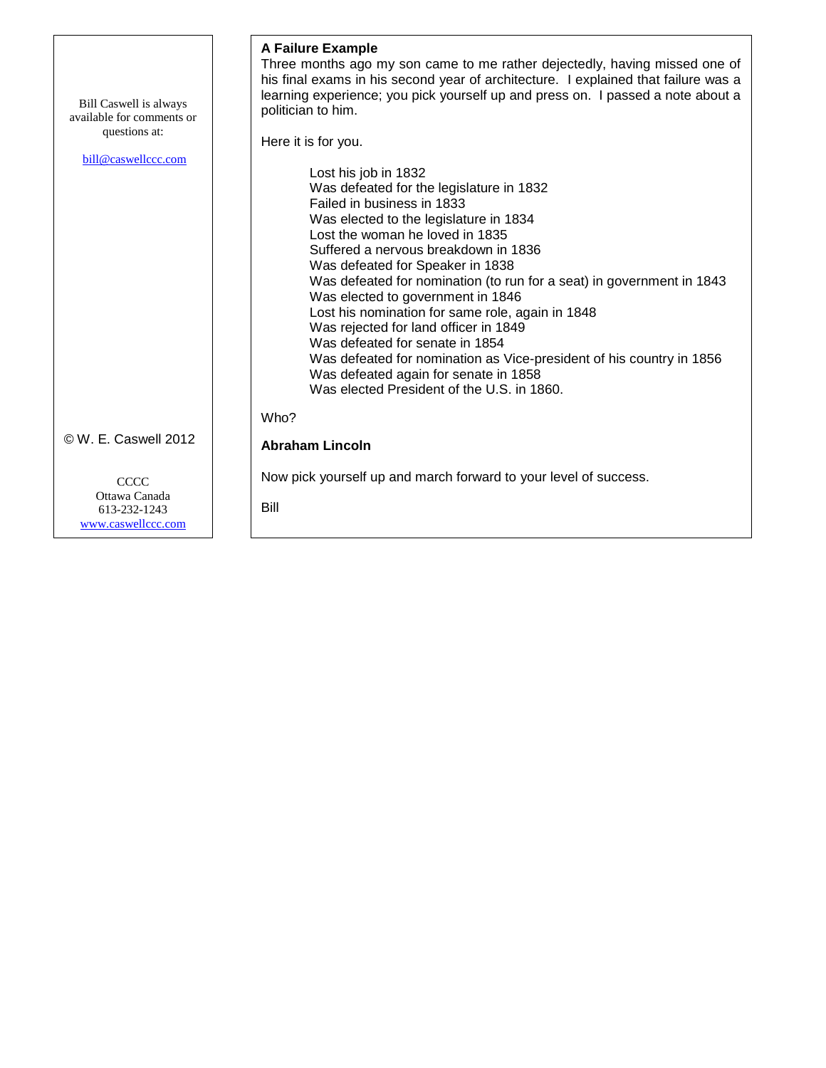Bill Caswell is always available for comments or questions at:

bill@caswellccc.com

© W. E. Caswell 2012

CCCC
Ottawa Canada
613-232-1243
www.caswellccc.com

**A Failure Example**

Three months ago my son came to me rather dejectedly, having missed one of his final exams in his second year of architecture. I explained that failure was a learning experience; you pick yourself up and press on. I passed a note about a politician to him.

Here it is for you.

Lost his job in 1832
Was defeated for the legislature in 1832
Failed in business in 1833
Was elected to the legislature in 1834
Lost the woman he loved in 1835
Suffered a nervous breakdown in 1836
Was defeated for Speaker in 1838
Was defeated for nomination (to run for a seat) in government in 1843
Was elected to government in 1846
Lost his nomination for same role, again in 1848
Was rejected for land officer in 1849
Was defeated for senate in 1854
Was defeated for nomination as Vice-president of his country in 1856
Was defeated again for senate in 1858
Was elected President of the U.S. in 1860.

Who?

**Abraham Lincoln**

Now pick yourself up and march forward to your level of success.

Bill